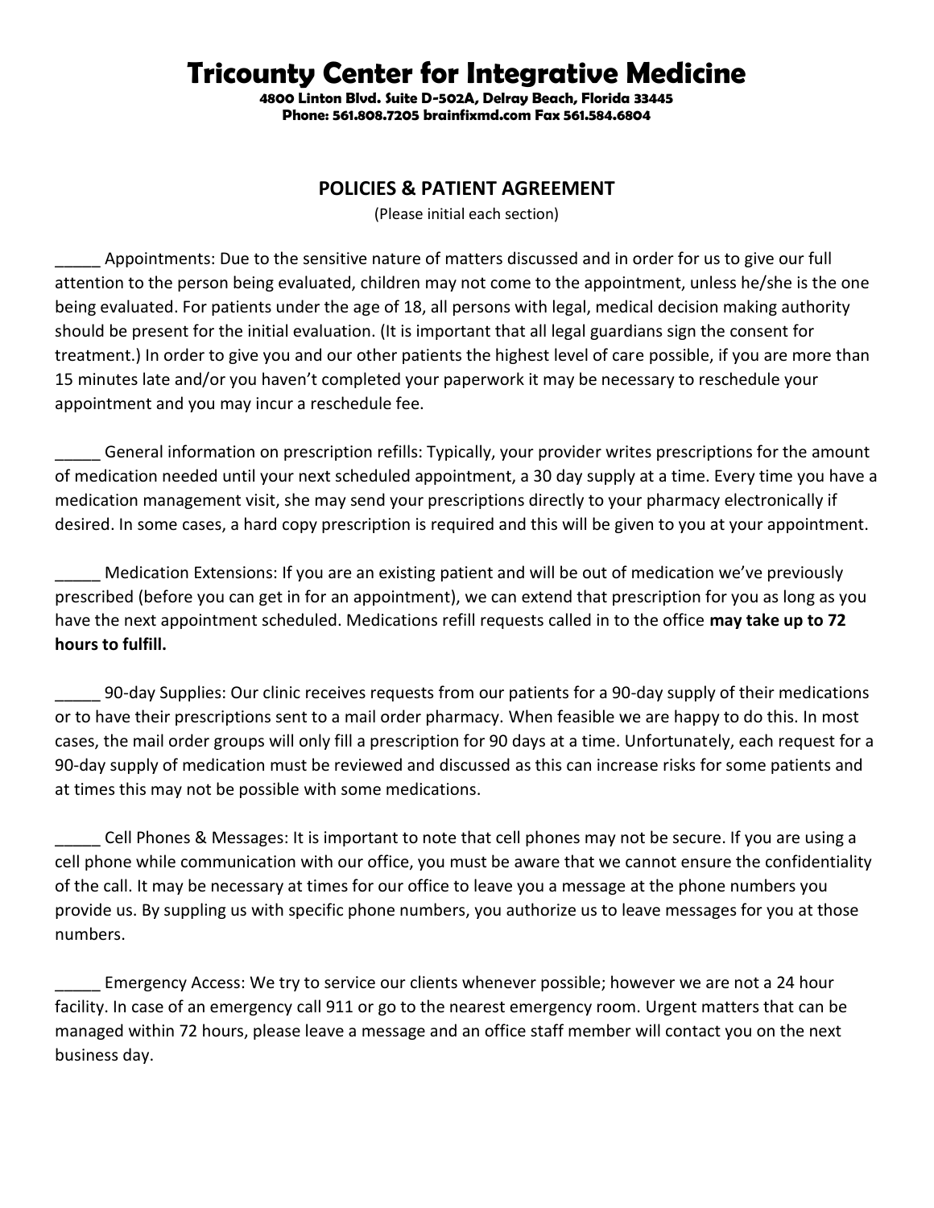# Tricounty Center for Integrative Medicine

**4800 Linton Blvd. Suite D-502A, Delray Beach, Florida 33445**
**Phone: 561.808.7205 brainfixmd.com Fax 561.584.6804**

## POLICIES & PATIENT AGREEMENT

(Please initial each section)

_____ Appointments: Due to the sensitive nature of matters discussed and in order for us to give our full attention to the person being evaluated, children may not come to the appointment, unless he/she is the one being evaluated. For patients under the age of 18, all persons with legal, medical decision making authority should be present for the initial evaluation. (It is important that all legal guardians sign the consent for treatment.) In order to give you and our other patients the highest level of care possible, if you are more than 15 minutes late and/or you haven't completed your paperwork it may be necessary to reschedule your appointment and you may incur a reschedule fee.

_____ General information on prescription refills: Typically, your provider writes prescriptions for the amount of medication needed until your next scheduled appointment, a 30 day supply at a time. Every time you have a medication management visit, she may send your prescriptions directly to your pharmacy electronically if desired. In some cases, a hard copy prescription is required and this will be given to you at your appointment.

_____ Medication Extensions: If you are an existing patient and will be out of medication we've previously prescribed (before you can get in for an appointment), we can extend that prescription for you as long as you have the next appointment scheduled. Medications refill requests called in to the office **may take up to 72 hours to fulfill.**

_____ 90-day Supplies: Our clinic receives requests from our patients for a 90-day supply of their medications or to have their prescriptions sent to a mail order pharmacy. When feasible we are happy to do this. In most cases, the mail order groups will only fill a prescription for 90 days at a time. Unfortunately, each request for a 90-day supply of medication must be reviewed and discussed as this can increase risks for some patients and at times this may not be possible with some medications.

_____ Cell Phones & Messages: It is important to note that cell phones may not be secure. If you are using a cell phone while communication with our office, you must be aware that we cannot ensure the confidentiality of the call. It may be necessary at times for our office to leave you a message at the phone numbers you provide us. By suppling us with specific phone numbers, you authorize us to leave messages for you at those numbers.

_____ Emergency Access: We try to service our clients whenever possible; however we are not a 24 hour facility. In case of an emergency call 911 or go to the nearest emergency room. Urgent matters that can be managed within 72 hours, please leave a message and an office staff member will contact you on the next business day.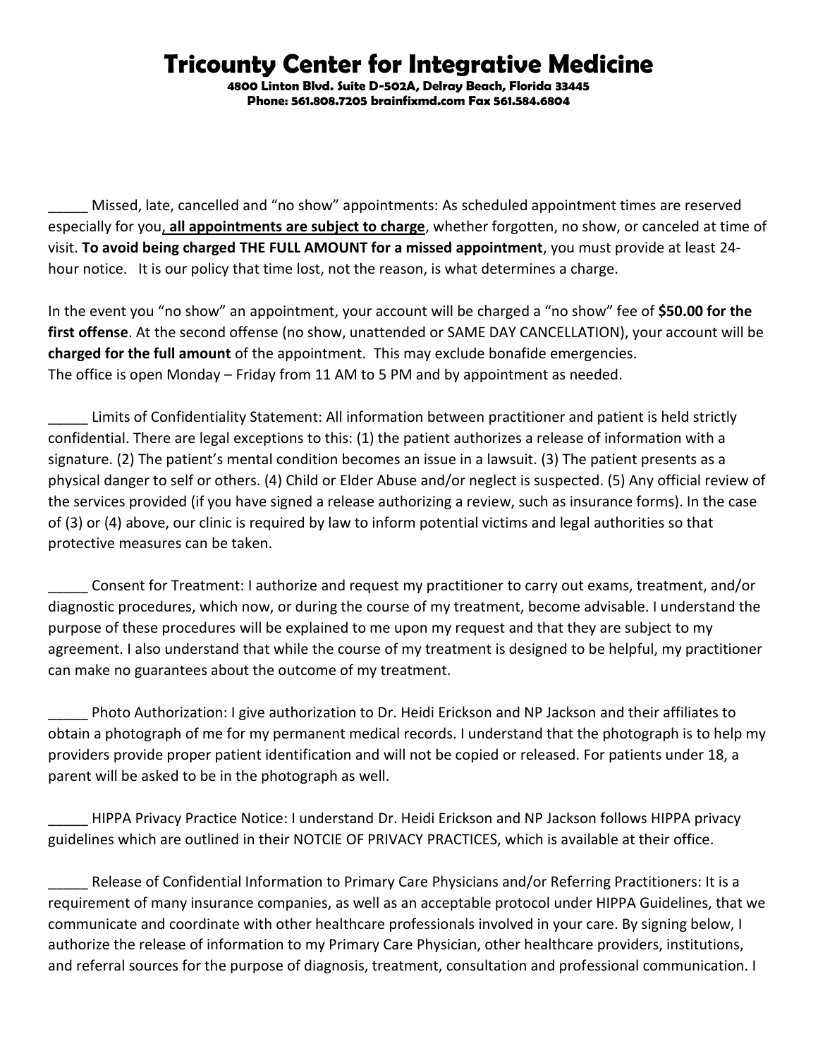# Tricounty Center for Integrative Medicine

**4800 Linton Blvd. Suite D-502A, Delray Beach, Florida 33445**
**Phone: 561.808.7205 brainfixmd.com Fax 561.584.6804**

_____ Missed, late, cancelled and "no show" appointments: As scheduled appointment times are reserved especially for you**, <u>all appointments are subject to charge</u>**, whether forgotten, no show, or canceled at time of visit. **To avoid being charged THE FULL AMOUNT for a missed appointment**, you must provide at least 24-hour notice. It is our policy that time lost, not the reason, is what determines a charge.

In the event you "no show" an appointment, your account will be charged a "no show" fee of **$50.00 for the first offense**. At the second offense (no show, unattended or SAME DAY CANCELLATION), your account will be **charged for the full amount** of the appointment. This may exclude bonafide emergencies.
The office is open Monday – Friday from 11 AM to 5 PM and by appointment as needed.

_____ Limits of Confidentiality Statement: All information between practitioner and patient is held strictly confidential. There are legal exceptions to this: (1) the patient authorizes a release of information with a signature. (2) The patient's mental condition becomes an issue in a lawsuit. (3) The patient presents as a physical danger to self or others. (4) Child or Elder Abuse and/or neglect is suspected. (5) Any official review of the services provided (if you have signed a release authorizing a review, such as insurance forms). In the case of (3) or (4) above, our clinic is required by law to inform potential victims and legal authorities so that protective measures can be taken.

_____ Consent for Treatment: I authorize and request my practitioner to carry out exams, treatment, and/or diagnostic procedures, which now, or during the course of my treatment, become advisable. I understand the purpose of these procedures will be explained to me upon my request and that they are subject to my agreement. I also understand that while the course of my treatment is designed to be helpful, my practitioner can make no guarantees about the outcome of my treatment.

_____ Photo Authorization: I give authorization to Dr. Heidi Erickson and NP Jackson and their affiliates to obtain a photograph of me for my permanent medical records. I understand that the photograph is to help my providers provide proper patient identification and will not be copied or released. For patients under 18, a parent will be asked to be in the photograph as well.

_____ HIPPA Privacy Practice Notice: I understand Dr. Heidi Erickson and NP Jackson follows HIPPA privacy guidelines which are outlined in their NOTCIE OF PRIVACY PRACTICES, which is available at their office.

_____ Release of Confidential Information to Primary Care Physicians and/or Referring Practitioners: It is a requirement of many insurance companies, as well as an acceptable protocol under HIPPA Guidelines, that we communicate and coordinate with other healthcare professionals involved in your care. By signing below, I authorize the release of information to my Primary Care Physician, other healthcare providers, institutions, and referral sources for the purpose of diagnosis, treatment, consultation and professional communication. I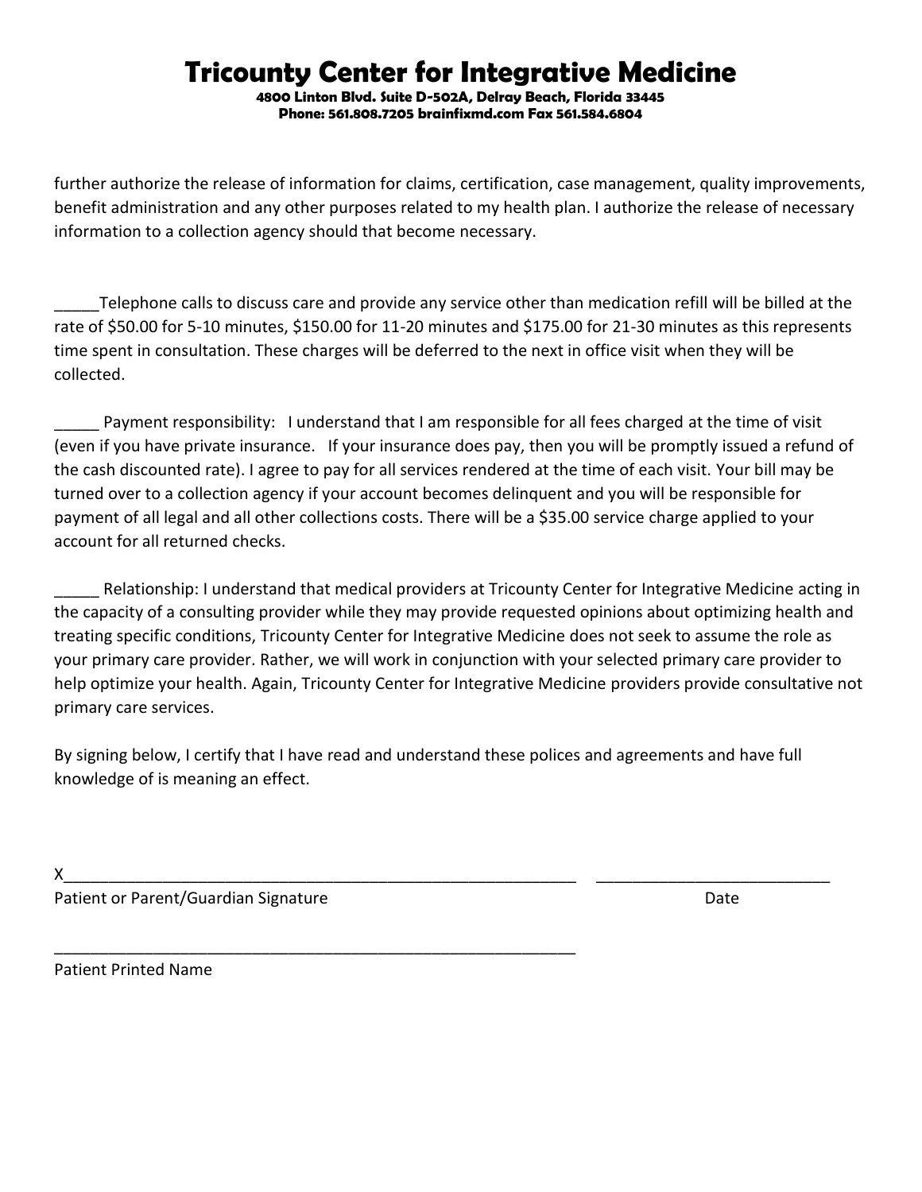# Tricounty Center for Integrative Medicine

**4800 Linton Blvd. Suite D-502A, Delray Beach, Florida 33445**
**Phone: 561.808.7205 brainfixmd.com Fax 561.584.6804**

further authorize the release of information for claims, certification, case management, quality improvements, benefit administration and any other purposes related to my health plan. I authorize the release of necessary information to a collection agency should that become necessary.

_____Telephone calls to discuss care and provide any service other than medication refill will be billed at the rate of $50.00 for 5-10 minutes, $150.00 for 11-20 minutes and $175.00 for 21-30 minutes as this represents time spent in consultation. These charges will be deferred to the next in office visit when they will be collected.

_____ Payment responsibility: I understand that I am responsible for all fees charged at the time of visit (even if you have private insurance. If your insurance does pay, then you will be promptly issued a refund of the cash discounted rate). I agree to pay for all services rendered at the time of each visit. Your bill may be turned over to a collection agency if your account becomes delinquent and you will be responsible for payment of all legal and all other collections costs. There will be a $35.00 service charge applied to your account for all returned checks.

_____ Relationship: I understand that medical providers at Tricounty Center for Integrative Medicine acting in the capacity of a consulting provider while they may provide requested opinions about optimizing health and treating specific conditions, Tricounty Center for Integrative Medicine does not seek to assume the role as your primary care provider. Rather, we will work in conjunction with your selected primary care provider to help optimize your health. Again, Tricounty Center for Integrative Medicine providers provide consultative not primary care services.

By signing below, I certify that I have read and understand these polices and agreements and have full knowledge of is meaning an effect.

X____________________________________________________________ __________________________

Patient or Parent/Guardian Signature Date

_____________________________________________________________

Patient Printed Name